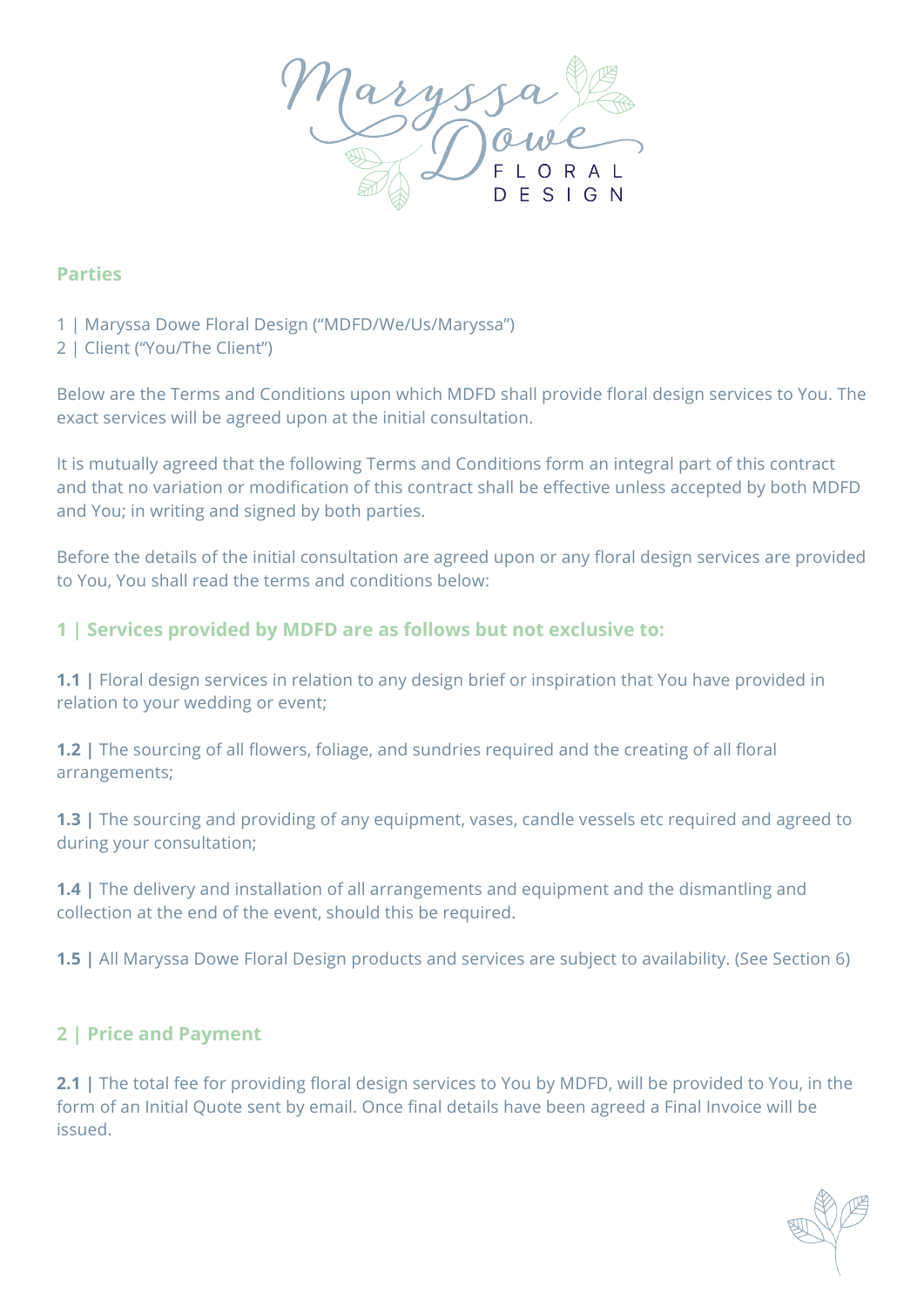## Parties

1 | Maryssa Dowe Floral Design ("MDFD/We/Us/Maryssa")
2 | Client ("You/The Client")

Below are the Terms and Conditions upon which MDFD shall provide floral design services to You. The exact services will be agreed upon at the initial consultation.

It is mutually agreed that the following Terms and Conditions form an integral part of this contract and that no variation or modification of this contract shall be effective unless accepted by both MDFD and You; in writing and signed by both parties.

Before the details of the initial consultation are agreed upon or any floral design services are provided to You, You shall read the terms and conditions below:

## 1 | Services provided by MDFD are as follows but not exclusive to:

**1.1 |** Floral design services in relation to any design brief or inspiration that You have provided in relation to your wedding or event;

**1.2 |** The sourcing of all flowers, foliage, and sundries required and the creating of all floral arrangements;

**1.3 |** The sourcing and providing of any equipment, vases, candle vessels etc required and agreed to during your consultation;

**1.4 |** The delivery and installation of all arrangements and equipment and the dismantling and collection at the end of the event, should this be required.

**1.5 |** All Maryssa Dowe Floral Design products and services are subject to availability. (See Section 6)

## 2 | Price and Payment

**2.1 |** The total fee for providing floral design services to You by MDFD, will be provided to You, in the form of an Initial Quote sent by email. Once final details have been agreed a Final Invoice will be issued.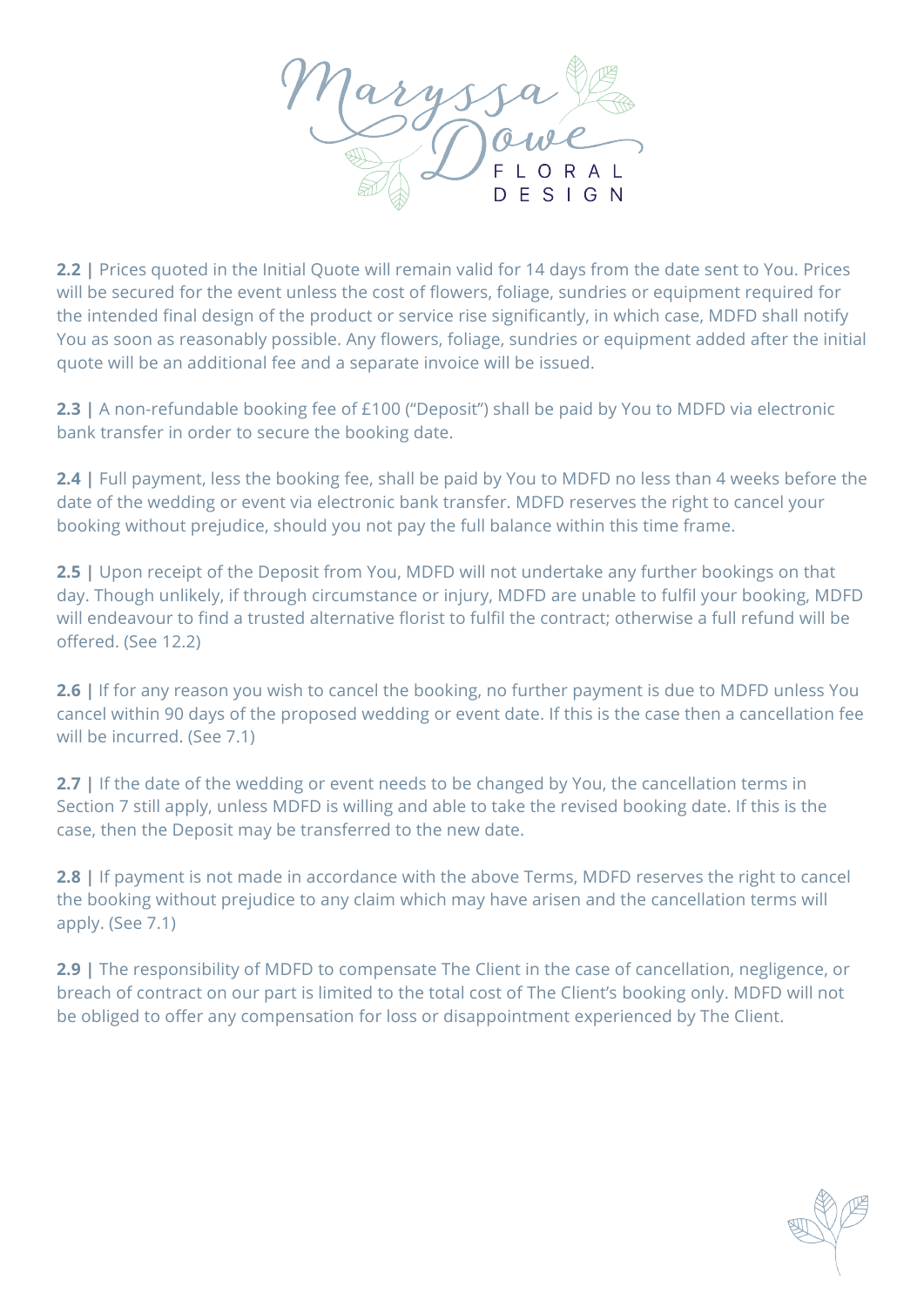**2.2 |** Prices quoted in the Initial Quote will remain valid for 14 days from the date sent to You. Prices will be secured for the event unless the cost of flowers, foliage, sundries or equipment required for the intended final design of the product or service rise significantly, in which case, MDFD shall notify You as soon as reasonably possible. Any flowers, foliage, sundries or equipment added after the initial quote will be an additional fee and a separate invoice will be issued.

**2.3 |** A non-refundable booking fee of £100 ("Deposit") shall be paid by You to MDFD via electronic bank transfer in order to secure the booking date.

**2.4 |** Full payment, less the booking fee, shall be paid by You to MDFD no less than 4 weeks before the date of the wedding or event via electronic bank transfer. MDFD reserves the right to cancel your booking without prejudice, should you not pay the full balance within this time frame.

**2.5 |** Upon receipt of the Deposit from You, MDFD will not undertake any further bookings on that day. Though unlikely, if through circumstance or injury, MDFD are unable to fulfil your booking, MDFD will endeavour to find a trusted alternative florist to fulfil the contract; otherwise a full refund will be offered. (See 12.2)

**2.6 |** If for any reason you wish to cancel the booking, no further payment is due to MDFD unless You cancel within 90 days of the proposed wedding or event date. If this is the case then a cancellation fee will be incurred. (See 7.1)

**2.7 |** If the date of the wedding or event needs to be changed by You, the cancellation terms in Section 7 still apply, unless MDFD is willing and able to take the revised booking date. If this is the case, then the Deposit may be transferred to the new date.

**2.8 |** If payment is not made in accordance with the above Terms, MDFD reserves the right to cancel the booking without prejudice to any claim which may have arisen and the cancellation terms will apply. (See 7.1)

**2.9 |** The responsibility of MDFD to compensate The Client in the case of cancellation, negligence, or breach of contract on our part is limited to the total cost of The Client's booking only. MDFD will not be obliged to offer any compensation for loss or disappointment experienced by The Client.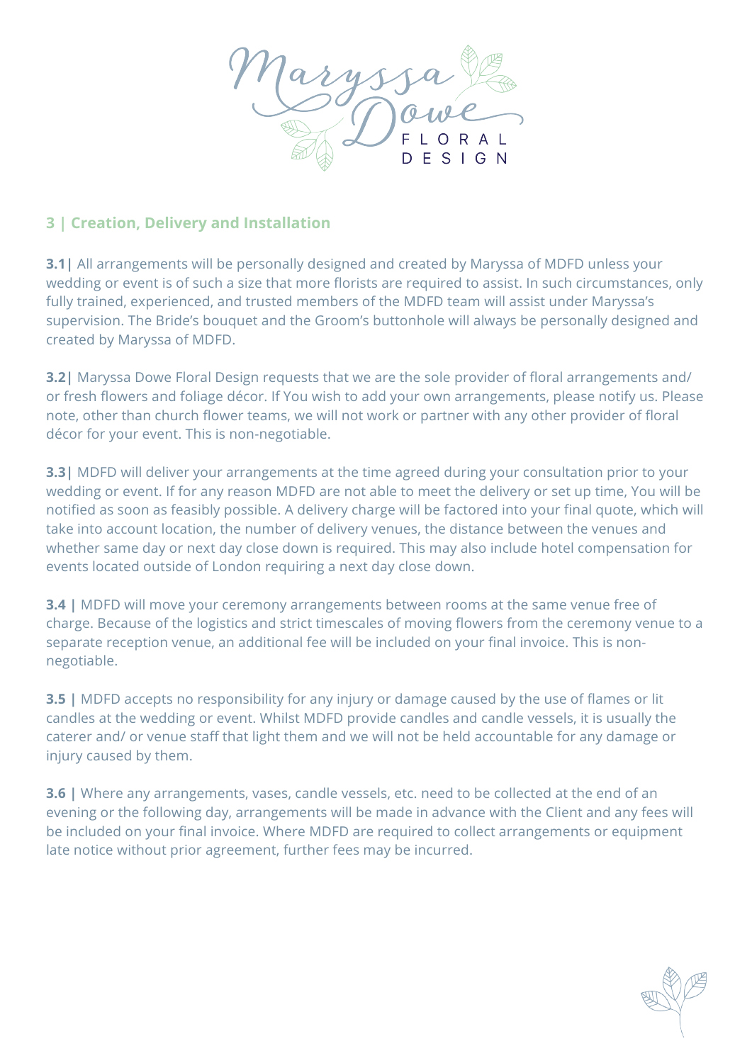## 3 | Creation, Delivery and Installation

**3.1|** All arrangements will be personally designed and created by Maryssa of MDFD unless your wedding or event is of such a size that more florists are required to assist. In such circumstances, only fully trained, experienced, and trusted members of the MDFD team will assist under Maryssa's supervision. The Bride's bouquet and the Groom's buttonhole will always be personally designed and created by Maryssa of MDFD.

**3.2|** Maryssa Dowe Floral Design requests that we are the sole provider of floral arrangements and/ or fresh flowers and foliage décor. If You wish to add your own arrangements, please notify us. Please note, other than church flower teams, we will not work or partner with any other provider of floral décor for your event. This is non-negotiable.

**3.3|** MDFD will deliver your arrangements at the time agreed during your consultation prior to your wedding or event. If for any reason MDFD are not able to meet the delivery or set up time, You will be notified as soon as feasibly possible. A delivery charge will be factored into your final quote, which will take into account location, the number of delivery venues, the distance between the venues and whether same day or next day close down is required. This may also include hotel compensation for events located outside of London requiring a next day close down.

**3.4 |** MDFD will move your ceremony arrangements between rooms at the same venue free of charge. Because of the logistics and strict timescales of moving flowers from the ceremony venue to a separate reception venue, an additional fee will be included on your final invoice. This is non-negotiable.

**3.5 |** MDFD accepts no responsibility for any injury or damage caused by the use of flames or lit candles at the wedding or event. Whilst MDFD provide candles and candle vessels, it is usually the caterer and/ or venue staff that light them and we will not be held accountable for any damage or injury caused by them.

**3.6 |** Where any arrangements, vases, candle vessels, etc. need to be collected at the end of an evening or the following day, arrangements will be made in advance with the Client and any fees will be included on your final invoice. Where MDFD are required to collect arrangements or equipment late notice without prior agreement, further fees may be incurred.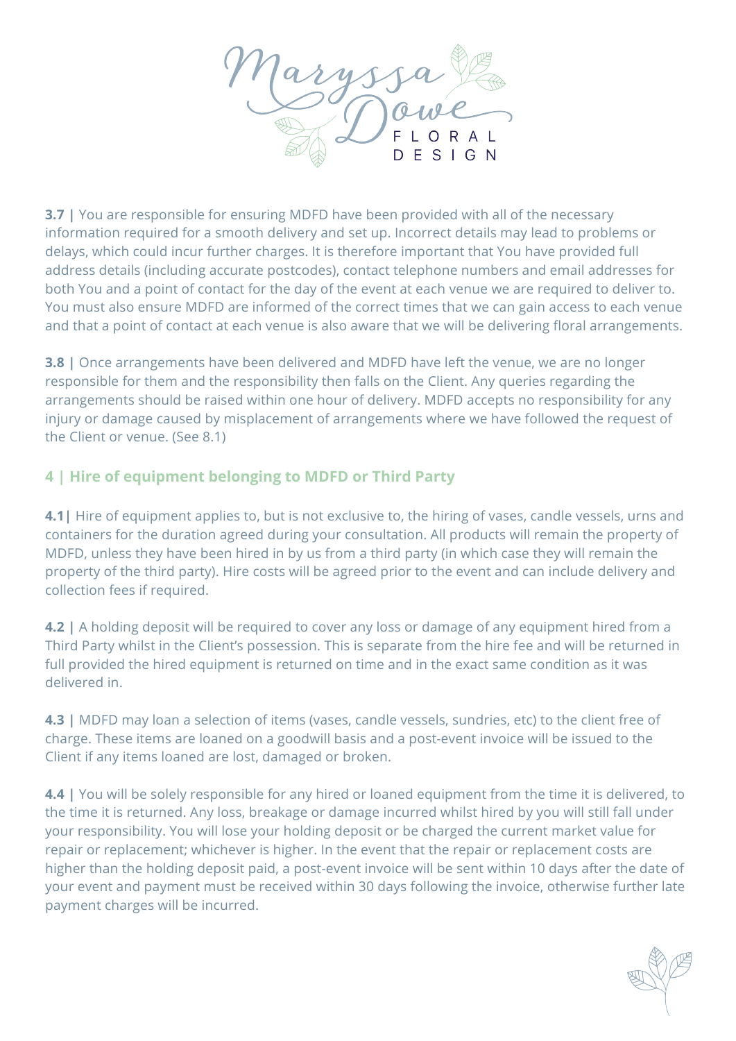**3.7 |** You are responsible for ensuring MDFD have been provided with all of the necessary information required for a smooth delivery and set up. Incorrect details may lead to problems or delays, which could incur further charges. It is therefore important that You have provided full address details (including accurate postcodes), contact telephone numbers and email addresses for both You and a point of contact for the day of the event at each venue we are required to deliver to. You must also ensure MDFD are informed of the correct times that we can gain access to each venue and that a point of contact at each venue is also aware that we will be delivering floral arrangements.

**3.8 |** Once arrangements have been delivered and MDFD have left the venue, we are no longer responsible for them and the responsibility then falls on the Client. Any queries regarding the arrangements should be raised within one hour of delivery. MDFD accepts no responsibility for any injury or damage caused by misplacement of arrangements where we have followed the request of the Client or venue. (See 8.1)

## 4 | Hire of equipment belonging to MDFD or Third Party

**4.1|** Hire of equipment applies to, but is not exclusive to, the hiring of vases, candle vessels, urns and containers for the duration agreed during your consultation. All products will remain the property of MDFD, unless they have been hired in by us from a third party (in which case they will remain the property of the third party). Hire costs will be agreed prior to the event and can include delivery and collection fees if required.

**4.2 |** A holding deposit will be required to cover any loss or damage of any equipment hired from a Third Party whilst in the Client's possession. This is separate from the hire fee and will be returned in full provided the hired equipment is returned on time and in the exact same condition as it was delivered in.

**4.3 |** MDFD may loan a selection of items (vases, candle vessels, sundries, etc) to the client free of charge. These items are loaned on a goodwill basis and a post-event invoice will be issued to the Client if any items loaned are lost, damaged or broken.

**4.4 |** You will be solely responsible for any hired or loaned equipment from the time it is delivered, to the time it is returned. Any loss, breakage or damage incurred whilst hired by you will still fall under your responsibility. You will lose your holding deposit or be charged the current market value for repair or replacement; whichever is higher. In the event that the repair or replacement costs are higher than the holding deposit paid, a post-event invoice will be sent within 10 days after the date of your event and payment must be received within 30 days following the invoice, otherwise further late payment charges will be incurred.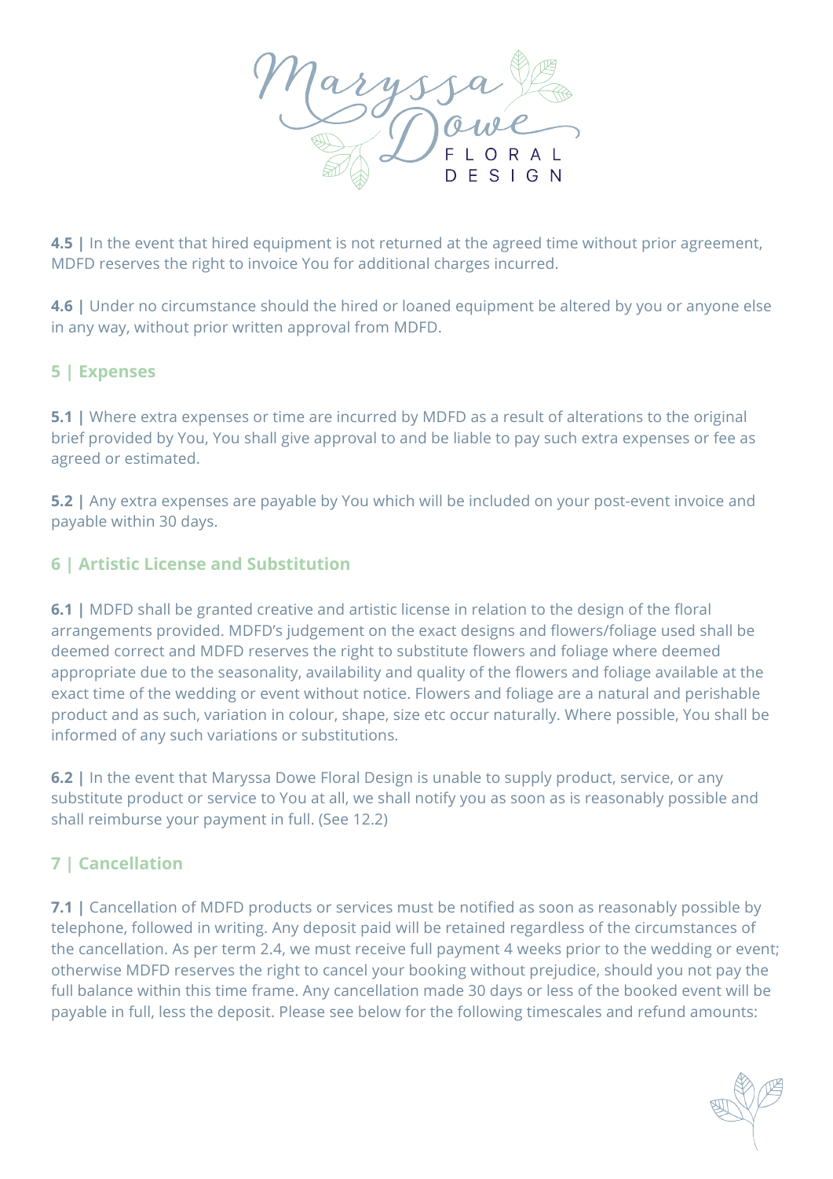**4.5 |** In the event that hired equipment is not returned at the agreed time without prior agreement, MDFD reserves the right to invoice You for additional charges incurred.

**4.6 |** Under no circumstance should the hired or loaned equipment be altered by you or anyone else in any way, without prior written approval from MDFD.

## 5 | Expenses

**5.1 |** Where extra expenses or time are incurred by MDFD as a result of alterations to the original brief provided by You, You shall give approval to and be liable to pay such extra expenses or fee as agreed or estimated.

**5.2 |** Any extra expenses are payable by You which will be included on your post-event invoice and payable within 30 days.

## 6 | Artistic License and Substitution

**6.1 |** MDFD shall be granted creative and artistic license in relation to the design of the floral arrangements provided. MDFD's judgement on the exact designs and flowers/foliage used shall be deemed correct and MDFD reserves the right to substitute flowers and foliage where deemed appropriate due to the seasonality, availability and quality of the flowers and foliage available at the exact time of the wedding or event without notice. Flowers and foliage are a natural and perishable product and as such, variation in colour, shape, size etc occur naturally. Where possible, You shall be informed of any such variations or substitutions.

**6.2 |** In the event that Maryssa Dowe Floral Design is unable to supply product, service, or any substitute product or service to You at all, we shall notify you as soon as is reasonably possible and shall reimburse your payment in full. (See 12.2)

## 7 | Cancellation

**7.1 |** Cancellation of MDFD products or services must be notified as soon as reasonably possible by telephone, followed in writing. Any deposit paid will be retained regardless of the circumstances of the cancellation. As per term 2.4, we must receive full payment 4 weeks prior to the wedding or event; otherwise MDFD reserves the right to cancel your booking without prejudice, should you not pay the full balance within this time frame. Any cancellation made 30 days or less of the booked event will be payable in full, less the deposit. Please see below for the following timescales and refund amounts: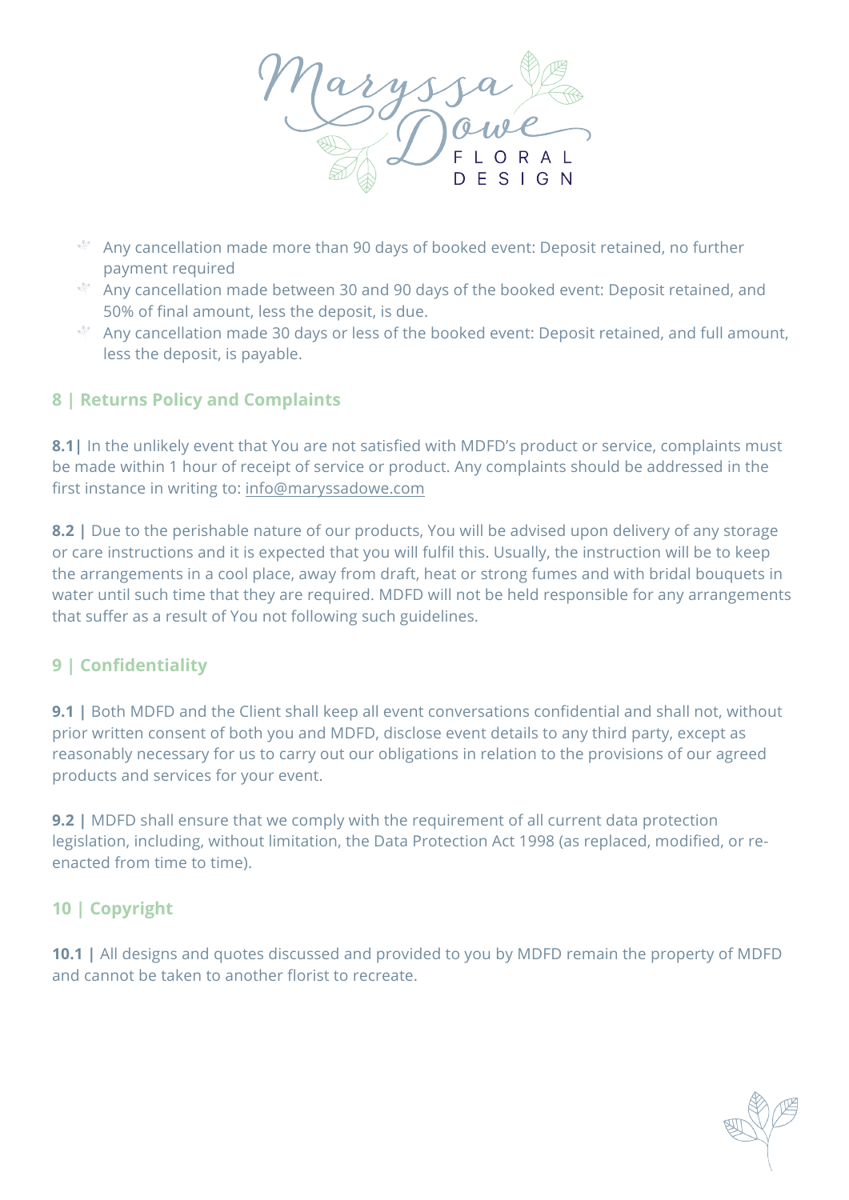- Any cancellation made more than 90 days of booked event: Deposit retained, no further payment required
- Any cancellation made between 30 and 90 days of the booked event: Deposit retained, and 50% of final amount, less the deposit, is due.
- Any cancellation made 30 days or less of the booked event: Deposit retained, and full amount, less the deposit, is payable.

## 8 | Returns Policy and Complaints

**8.1|** In the unlikely event that You are not satisfied with MDFD's product or service, complaints must be made within 1 hour of receipt of service or product. Any complaints should be addressed in the first instance in writing to: info@maryssadowe.com

**8.2 |** Due to the perishable nature of our products, You will be advised upon delivery of any storage or care instructions and it is expected that you will fulfil this. Usually, the instruction will be to keep the arrangements in a cool place, away from draft, heat or strong fumes and with bridal bouquets in water until such time that they are required. MDFD will not be held responsible for any arrangements that suffer as a result of You not following such guidelines.

## 9 | Confidentiality

**9.1 |** Both MDFD and the Client shall keep all event conversations confidential and shall not, without prior written consent of both you and MDFD, disclose event details to any third party, except as reasonably necessary for us to carry out our obligations in relation to the provisions of our agreed products and services for your event.

**9.2 |** MDFD shall ensure that we comply with the requirement of all current data protection legislation, including, without limitation, the Data Protection Act 1998 (as replaced, modified, or re-enacted from time to time).

## 10 | Copyright

**10.1 |** All designs and quotes discussed and provided to you by MDFD remain the property of MDFD and cannot be taken to another florist to recreate.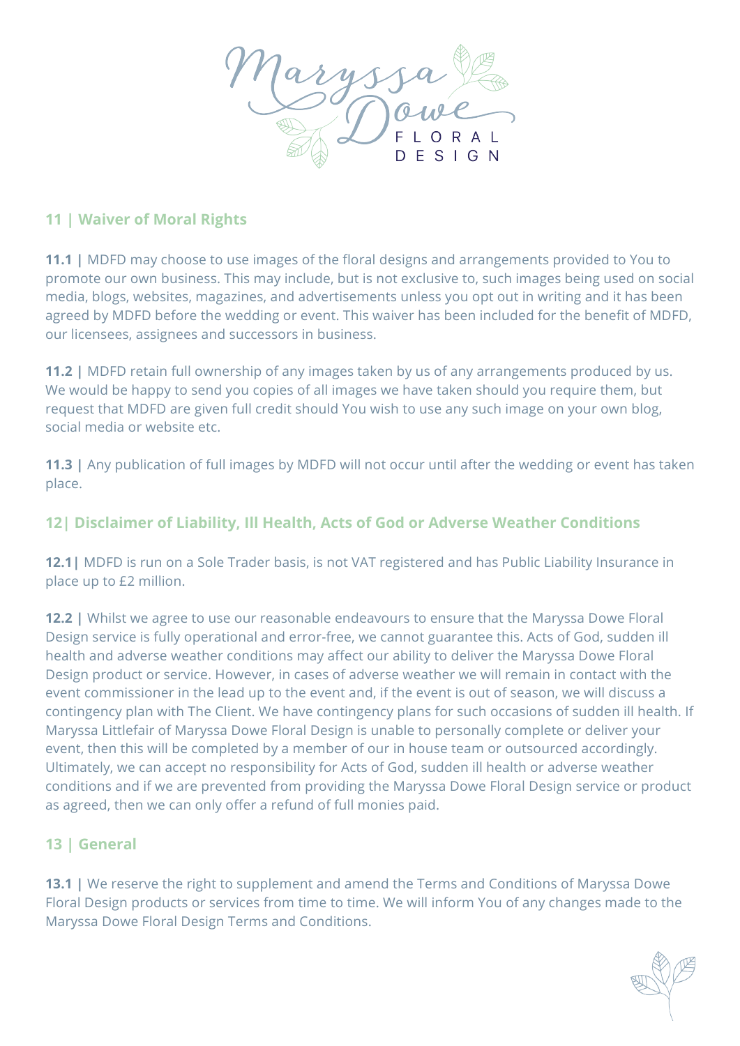## 11 | Waiver of Moral Rights

**11.1 |** MDFD may choose to use images of the floral designs and arrangements provided to You to promote our own business. This may include, but is not exclusive to, such images being used on social media, blogs, websites, magazines, and advertisements unless you opt out in writing and it has been agreed by MDFD before the wedding or event. This waiver has been included for the benefit of MDFD, our licensees, assignees and successors in business.

**11.2 |** MDFD retain full ownership of any images taken by us of any arrangements produced by us. We would be happy to send you copies of all images we have taken should you require them, but request that MDFD are given full credit should You wish to use any such image on your own blog, social media or website etc.

**11.3 |** Any publication of full images by MDFD will not occur until after the wedding or event has taken place.

## 12| Disclaimer of Liability, Ill Health, Acts of God or Adverse Weather Conditions

**12.1|** MDFD is run on a Sole Trader basis, is not VAT registered and has Public Liability Insurance in place up to £2 million.

**12.2 |** Whilst we agree to use our reasonable endeavours to ensure that the Maryssa Dowe Floral Design service is fully operational and error-free, we cannot guarantee this. Acts of God, sudden ill health and adverse weather conditions may affect our ability to deliver the Maryssa Dowe Floral Design product or service. However, in cases of adverse weather we will remain in contact with the event commissioner in the lead up to the event and, if the event is out of season, we will discuss a contingency plan with The Client. We have contingency plans for such occasions of sudden ill health. If Maryssa Littlefair of Maryssa Dowe Floral Design is unable to personally complete or deliver your event, then this will be completed by a member of our in house team or outsourced accordingly. Ultimately, we can accept no responsibility for Acts of God, sudden ill health or adverse weather conditions and if we are prevented from providing the Maryssa Dowe Floral Design service or product as agreed, then we can only offer a refund of full monies paid.

## 13 | General

**13.1 |** We reserve the right to supplement and amend the Terms and Conditions of Maryssa Dowe Floral Design products or services from time to time. We will inform You of any changes made to the Maryssa Dowe Floral Design Terms and Conditions.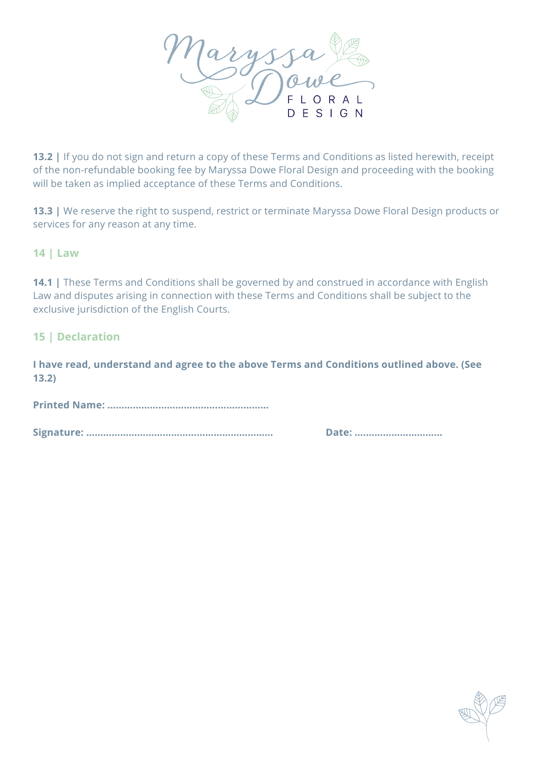**13.2 |** If you do not sign and return a copy of these Terms and Conditions as listed herewith, receipt of the non-refundable booking fee by Maryssa Dowe Floral Design and proceeding with the booking will be taken as implied acceptance of these Terms and Conditions.

**13.3 |** We reserve the right to suspend, restrict or terminate Maryssa Dowe Floral Design products or services for any reason at any time.

## 14 | Law

**14.1 |** These Terms and Conditions shall be governed by and construed in accordance with English Law and disputes arising in connection with these Terms and Conditions shall be subject to the exclusive jurisdiction of the English Courts.

## 15 | Declaration

**I have read, understand and agree to the above Terms and Conditions outlined above. (See 13.2)**

**Printed Name: ………………………………………………**

**Signature: ……………………………………………………**  **Date: …………………………**